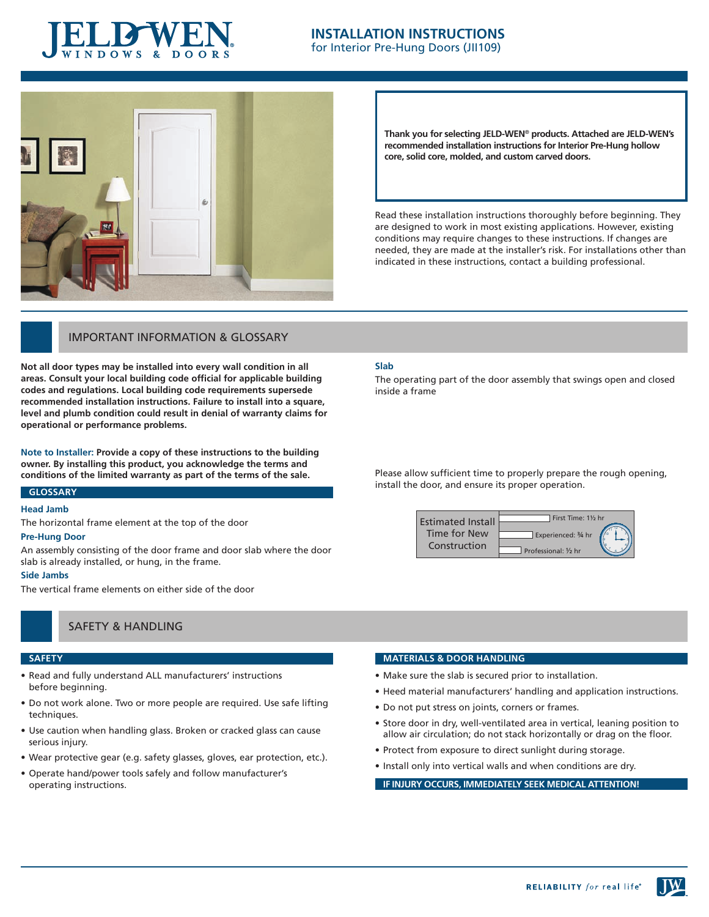# INSTALLATION INSTRUCTIONS
for Interior Pre-Hung Doors (JII109)

**Thank you for selecting JELD-WEN® products. Attached are JELD-WEN's recommended installation instructions for Interior Pre-Hung hollow core, solid core, molded, and custom carved doors.**

Read these installation instructions thoroughly before beginning. They are designed to work in most existing applications. However, existing conditions may require changes to these instructions. If changes are needed, they are made at the installer's risk. For installations other than indicated in these instructions, contact a building professional.

## IMPORTANT INFORMATION & GLOSSARY

**Not all door types may be installed into every wall condition in all areas. Consult your local building code official for applicable building codes and regulations. Local building code requirements supersede recommended installation instructions. Failure to install into a square, level and plumb condition could result in denial of warranty claims for operational or performance problems.**

**Note to Installer: Provide a copy of these instructions to the building owner. By installing this product, you acknowledge the terms and conditions of the limited warranty as part of the terms of the sale.**

### GLOSSARY

**Head Jamb**
The horizontal frame element at the top of the door

**Pre-Hung Door**
An assembly consisting of the door frame and door slab where the door slab is already installed, or hung, in the frame.

**Side Jambs**
The vertical frame elements on either side of the door

**Slab**
The operating part of the door assembly that swings open and closed inside a frame

Please allow sufficient time to properly prepare the rough opening, install the door, and ensure its proper operation.

| Estimated Install Time for New Construction | |
|---|---|
| | First Time: 1½ hr |
| | Experienced: ¾ hr |
| | Professional: ½ hr |

## SAFETY & HANDLING

### SAFETY

- Read and fully understand ALL manufacturers' instructions before beginning.
- Do not work alone. Two or more people are required. Use safe lifting techniques.
- Use caution when handling glass. Broken or cracked glass can cause serious injury.
- Wear protective gear (e.g. safety glasses, gloves, ear protection, etc.).
- Operate hand/power tools safely and follow manufacturer's operating instructions.

### MATERIALS & DOOR HANDLING

- Make sure the slab is secured prior to installation.
- Heed material manufacturers' handling and application instructions.
- Do not put stress on joints, corners or frames.
- Store door in dry, well-ventilated area in vertical, leaning position to allow air circulation; do not stack horizontally or drag on the floor.
- Protect from exposure to direct sunlight during storage.
- Install only into vertical walls and when conditions are dry.

**IF INJURY OCCURS, IMMEDIATELY SEEK MEDICAL ATTENTION!**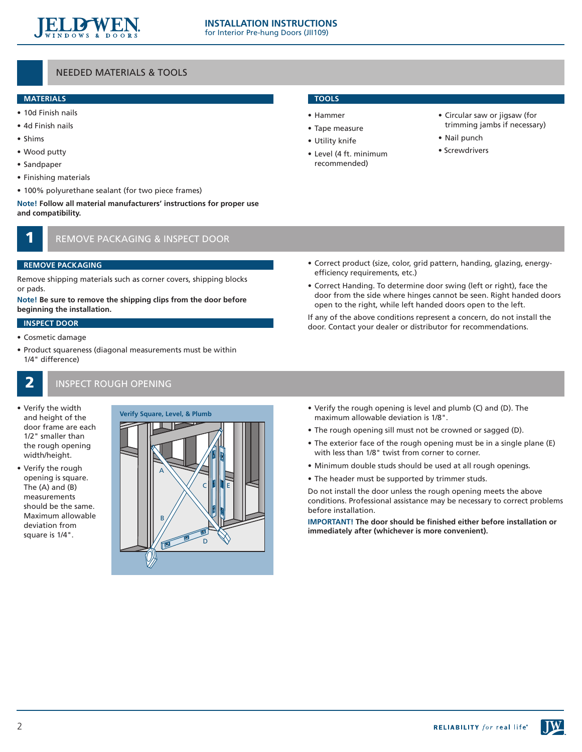## NEEDED MATERIALS & TOOLS

### MATERIALS

- 10d Finish nails
- 4d Finish nails
- Shims
- Wood putty
- Sandpaper
- Finishing materials
- 100% polyurethane sealant (for two piece frames)

**Note! Follow all material manufacturers' instructions for proper use and compatibility.**

### TOOLS

- Hammer
- Tape measure
- Utility knife
- Level (4 ft. minimum recommended)
- Circular saw or jigsaw (for trimming jambs if necessary)
- Nail punch
- Screwdrivers

## 1 REMOVE PACKAGING & INSPECT DOOR

### REMOVE PACKAGING

Remove shipping materials such as corner covers, shipping blocks or pads.

**Note! Be sure to remove the shipping clips from the door before beginning the installation.**

### INSPECT DOOR

- Cosmetic damage
- Product squareness (diagonal measurements must be within 1/4" difference)
- Correct product (size, color, grid pattern, handing, glazing, energy-efficiency requirements, etc.)
- Correct Handing. To determine door swing (left or right), face the door from the side where hinges cannot be seen. Right handed doors open to the right, while left handed doors open to the left.

If any of the above conditions represent a concern, do not install the door. Contact your dealer or distributor for recommendations.

## 2 INSPECT ROUGH OPENING

- Verify the width and height of the door frame are each 1/2" smaller than the rough opening width/height.
- Verify the rough opening is square. The (A) and (B) measurements should be the same. Maximum allowable deviation from square is 1/4".

Verify Square, Level, & Plumb

- Verify the rough opening is level and plumb (C) and (D). The maximum allowable deviation is 1/8".
- The rough opening sill must not be crowned or sagged (D).
- The exterior face of the rough opening must be in a single plane (E) with less than 1/8" twist from corner to corner.
- Minimum double studs should be used at all rough openings.
- The header must be supported by trimmer studs.

Do not install the door unless the rough opening meets the above conditions. Professional assistance may be necessary to correct problems before installation.

**IMPORTANT! The door should be finished either before installation or immediately after (whichever is more convenient).**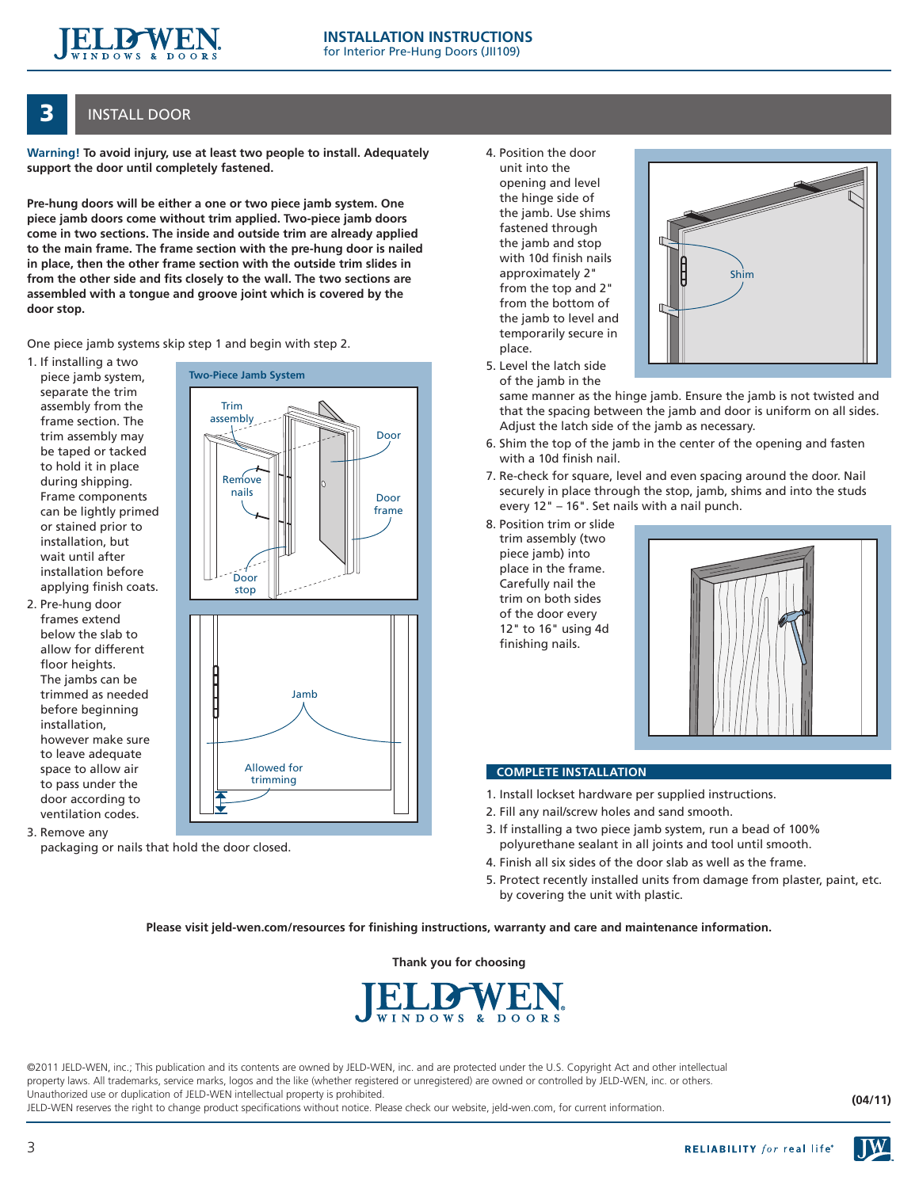## 3 INSTALL DOOR

**Warning! To avoid injury, use at least two people to install. Adequately support the door until completely fastened.**

**Pre-hung doors will be either a one or two piece jamb system. One piece jamb doors come without trim applied. Two-piece jamb doors come in two sections. The inside and outside trim are already applied to the main frame. The frame section with the pre-hung door is nailed in place, then the other frame section with the outside trim slides in from the other side and fits closely to the wall. The two sections are assembled with a tongue and groove joint which is covered by the door stop.**

One piece jamb systems skip step 1 and begin with step 2.

1. If installing a two piece jamb system, separate the trim assembly from the frame section. The trim assembly may be taped or tacked to hold it in place during shipping. Frame components can be lightly primed or stained prior to installation, but wait until after installation before applying finish coats.
2. Pre-hung door frames extend below the slab to allow for different floor heights. The jambs can be trimmed as needed before beginning installation, however make sure to leave adequate space to allow air to pass under the door according to ventilation codes.
3. Remove any packaging or nails that hold the door closed.

**Two-Piece Jamb System**

Trim assembly

Door

Remove nails

Door frame

Door stop

Jamb

Allowed for trimming

4. Position the door unit into the opening and level the hinge side of the jamb. Use shims fastened through the jamb and stop with 10d finish nails approximately 2" from the top and 2" from the bottom of the jamb to level and temporarily secure in place.
5. Level the latch side of the jamb in the same manner as the hinge jamb. Ensure the jamb is not twisted and that the spacing between the jamb and door is uniform on all sides. Adjust the latch side of the jamb as necessary.
6. Shim the top of the jamb in the center of the opening and fasten with a 10d finish nail.
7. Re-check for square, level and even spacing around the door. Nail securely in place through the stop, jamb, shims and into the studs every 12" – 16". Set nails with a nail punch.
8. Position trim or slide trim assembly (two piece jamb) into place in the frame. Carefully nail the trim on both sides of the door every 12" to 16" using 4d finishing nails.

Shim

### COMPLETE INSTALLATION

1. Install lockset hardware per supplied instructions.
2. Fill any nail/screw holes and sand smooth.
3. If installing a two piece jamb system, run a bead of 100% polyurethane sealant in all joints and tool until smooth.
4. Finish all six sides of the door slab as well as the frame.
5. Protect recently installed units from damage from plaster, paint, etc. by covering the unit with plastic.

**Please visit jeld-wen.com/resources for finishing instructions, warranty and care and maintenance information.**

**Thank you for choosing**

JELD-WEN WINDOWS & DOORS

©2011 JELD-WEN, inc.; This publication and its contents are owned by JELD-WEN, inc. and are protected under the U.S. Copyright Act and other intellectual property laws. All trademarks, service marks, logos and the like (whether registered or unregistered) are owned or controlled by JELD-WEN, inc. or others. Unauthorized use or duplication of JELD-WEN intellectual property is prohibited.
JELD-WEN reserves the right to change product specifications without notice. Please check our website, jeld-wen.com, for current information.

**(04/11)**